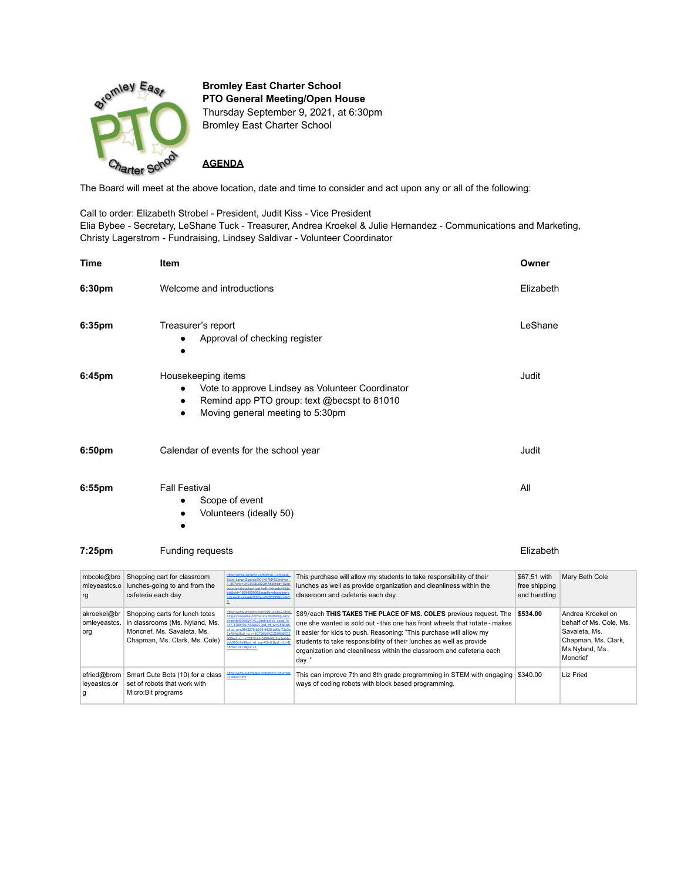**Bromley East Charter School**
**PTO General Meeting/Open House**
Thursday September 9, 2021, at 6:30pm
Bromley East Charter School

**AGENDA**

The Board will meet at the above location, date and time to consider and act upon any or all of the following:

Call to order: Elizabeth Strobel - President, Judit Kiss - Vice President
Elia Bybee - Secretary, LeShane Tuck - Treasurer, Andrea Kroekel & Julie Hernandez - Communications and Marketing, Christy Lagerstrom - Fundraising, Lindsey Saldivar - Volunteer Coordinator

| Time | Item | Owner |
|---|---|---|
| **6:30pm** | Welcome and introductions | Elizabeth |
| **6:35pm** | Treasurer's report<br>• Approval of checking register<br>• | LeShane |
| **6:45pm** | Housekeeping items<br>• Vote to approve Lindsey as Volunteer Coordinator<br>• Remind app PTO group: text @becspt to 81010<br>• Moving general meeting to 5:30pm | Judit |
| **6:50pm** | Calendar of events for the school year | Judit |
| **6:55pm** | Fall Festival<br>• Scope of event<br>• Volunteers (ideally 50)<br>• | All |
| **7:25pm** | Funding requests | Elizabeth |

| | | | | | |
|---|---|---|---|---|---|
| mbcole@bromleyeastcs.org | Shopping cart for classroom lunches-going to and from the cafeteria each day | https://smile.amazon.com/MOD-Complete-Extra-Large-Sizeable/dp/B01407MF6C/ref=sr_1_38?crid=LKD9O8L0GOH7&dchild=1&keywords=shopping+cart+with+wheels+foldable&qid=1628490695&sprefix=shopping+cart+with+wheels%2Caps%2C235&sr=8-38 | This purchase will allow my students to take responsibility of their lunches as well as provide organization and cleanliness within the classroom and cafeteria each day. | $67.51 with free shipping and handling | Mary Beth Cole |
| akroekel@bromleyeastcs.org | Shopping carts for lunch totes in classrooms (Ms. Nyland, Ms. Moncrief, Ms. Savaleta, Ms. Chapman, Ms. Clark, Ms. Cole) | https://www.amazon.com/XINGLANG-Shopping-Collapsible-360%C2%B0Rolling-Groceries/dp/B085W1VLJJ/ref=pd_rhf_ee_s_pd_crcd_0 | $89/each **THIS TAKES THE PLACE OF MS. COLE'S** previous request. The one she wanted is sold out - this one has front wheels that rotate - makes it easier for kids to push. Reasoning: "This purchase will allow my students to take responsibility of their lunches as well as provide organization and cleanliness within the classroom and cafeteria each day." | **$534.00** | Andrea Kroekel on behalf of Ms. Cole, Ms. Savaleta, Ms. Chapman, Ms. Clark, Ms.Nyland, Ms. Moncrief |
| efried@bromleyeastcs.org | Smart Cute Bots (10) for a class set of robots that work with Micro:Bit programs | https://www.elecfreaks.com/micro-bit-smart-cutebot.html | This can improve 7th and 8th grade programming in STEM with engaging ways of coding robots with block based programming. | $340.00 | Liz Fried |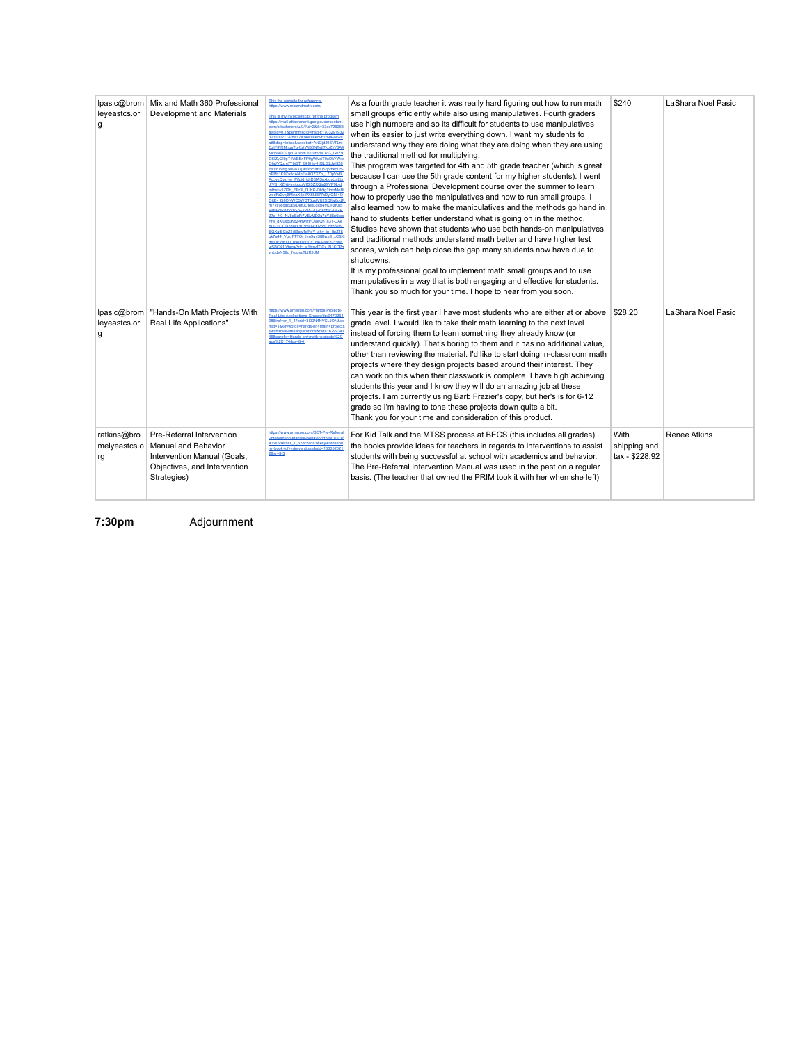| | | | | | |
|---|---|---|---|---|---|
| lpasic@bromleyeastcs.org | Mix and Math 360 Professional Development and Materials | This the website for reference. https://www.mixandmath.com/ This is my invoice/receipt for the program https://mail-attachment.googleusercontent.com/attachment/u/0/... | As a fourth grade teacher it was really hard figuring out how to run math small groups efficiently while also using manipulatives. Fourth graders use high numbers and so its difficult for students to use manipulatives when its easier to just write everything down. I want my students to understand why they are doing what they are doing when they are using the traditional method for multiplying.<br>This program was targeted for 4th and 5th grade teacher (which is great because I can use the 5th grade content for my higher students). I went through a Professional Development course over the summer to learn how to properly use the manipulatives and how to run small groups. I also learned how to make the manipulatives and the methods go hand in hand to students better understand what is going on in the method. Studies have shown that students who use both hands-on manipulatives and traditional methods understand math better and have higher test scores, which can help close the gap many students now have due to shutdowns.<br>It is my professional goal to implement math small groups and to use manipulatives in a way that is both engaging and effective for students. Thank you so much for your time. I hope to hear from you soon. | $240 | LaShara Noel Pasic |
| lpasic@bromleyeastcs.org | "Hands-On Math Projects With Real Life Applications" | https://www.amazon.com/Hands-Projects-Real-Life-Applications-Grades/dp/... | This year is the first year I have most students who are either at or above grade level. I would like to take their math learning to the next level instead of forcing them to learn something they already know (or understand quickly). That's boring to them and it has no additional value, other than reviewing the material. I'd like to start doing in-classroom math projects where they design projects based around their interest. They can work on this when their classwork is complete. I have high achieving students this year and I know they will do an amazing job at these projects. I am currently using Barb Frazier's copy, but her's is for 6-12 grade so I'm having to tone these projects down quite a bit.<br>Thank you for your time and consideration of this product. | $28.20 | LaShara Noel Pasic |
| ratkins@bromelyeastcs.org | Pre-Referral Intervention Manual and Behavior Intervention Manual (Goals, Objectives, and Intervention Strategies) | https://www.amazon.com/SET-Pre-Referral-Intervention-Manual-Behavior/dp/... | For Kid Talk and the MTSS process at BECS (this includes all grades) the books provide ideas for teachers in regards to interventions to assist students with being successful at school with academics and behavior. The Pre-Referral Intervention Manual was used in the past on a regular basis. (The teacher that owned the PRIM took it with her when she left) | With shipping and tax - $228.92 | Renee Atkins |

**7:30pm** Adjournment